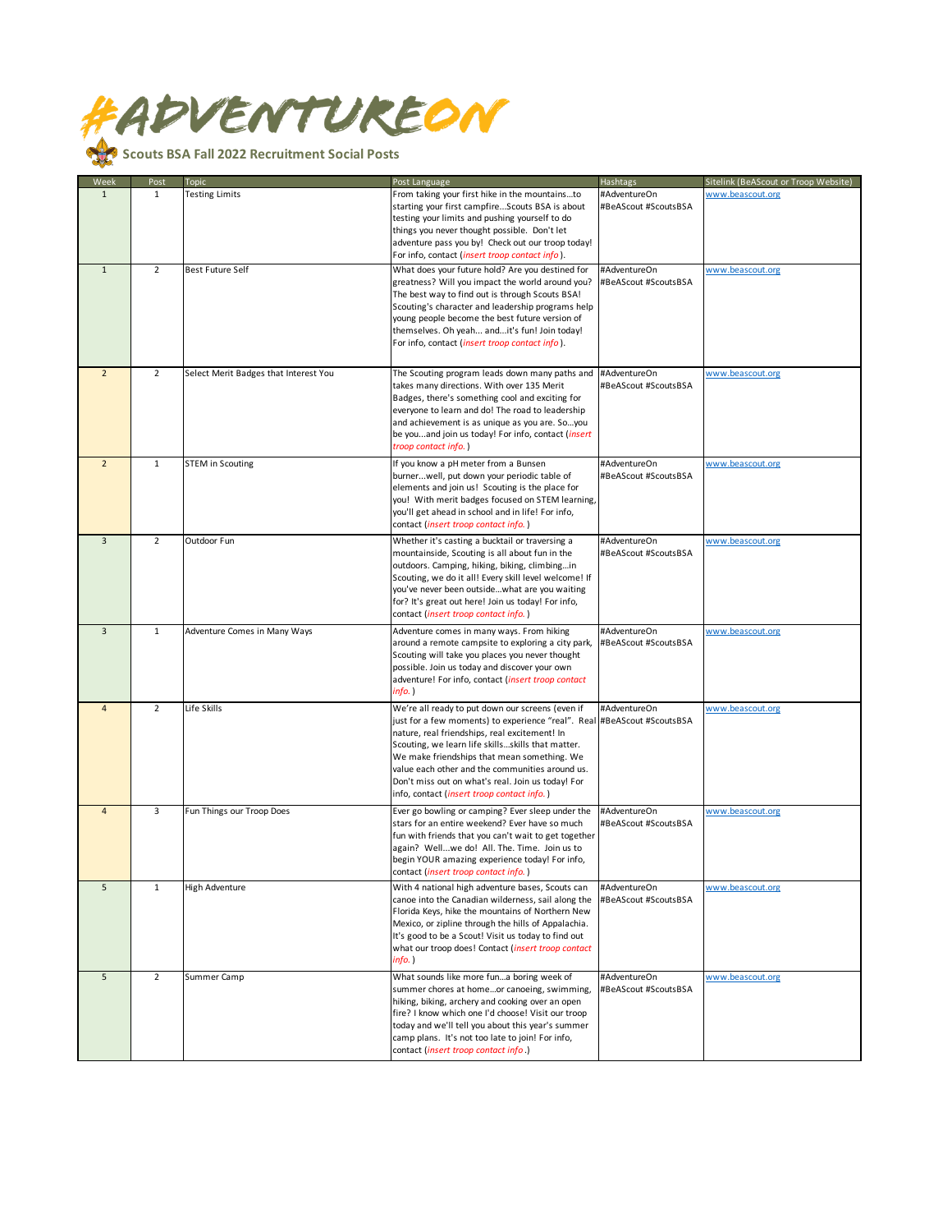# #ADVENTUREON

## Scouts BSA Fall 2022 Recruitment Social Posts

| Week | Post | Topic | Post Language | Hashtags | Sitelink (BeAScout or Troop Website) |
|---|---|---|---|---|---|
| 1 | 1 | Testing Limits | From taking your first hike in the mountains…to starting your first campfire...Scouts BSA is about testing your limits and pushing yourself to do things you never thought possible. Don't let adventure pass you by! Check out our troop today! For info, contact (*insert troop contact info*). | #AdventureOn #BeAScout #ScoutsBSA | www.beascout.org |
| 1 | 2 | Best Future Self | What does your future hold? Are you destined for greatness? Will you impact the world around you? The best way to find out is through Scouts BSA! Scouting's character and leadership programs help young people become the best future version of themselves. Oh yeah... and...it's fun! Join today! For info, contact (*insert troop contact info*). | #AdventureOn #BeAScout #ScoutsBSA | www.beascout.org |
| 2 | 2 | Select Merit Badges that Interest You | The Scouting program leads down many paths and takes many directions. With over 135 Merit Badges, there's something cool and exciting for everyone to learn and do! The road to leadership and achievement is as unique as you are. So…you be you...and join us today! For info, contact (*insert troop contact info.*) | #AdventureOn #BeAScout #ScoutsBSA | www.beascout.org |
| 2 | 1 | STEM in Scouting | If you know a pH meter from a Bunsen burner...well, put down your periodic table of elements and join us! Scouting is the place for you! With merit badges focused on STEM learning, you'll get ahead in school and in life! For info, contact (*insert troop contact info.*) | #AdventureOn #BeAScout #ScoutsBSA | www.beascout.org |
| 3 | 2 | Outdoor Fun | Whether it's casting a bucktail or traversing a mountainside, Scouting is all about fun in the outdoors. Camping, hiking, biking, climbing…in Scouting, we do it all! Every skill level welcome! If you've never been outside…what are you waiting for? It's great out here! Join us today! For info, contact (*insert troop contact info.*) | #AdventureOn #BeAScout #ScoutsBSA | www.beascout.org |
| 3 | 1 | Adventure Comes in Many Ways | Adventure comes in many ways. From hiking around a remote campsite to exploring a city park, Scouting will take you places you never thought possible. Join us today and discover your own adventure! For info, contact (*insert troop contact info.*) | #AdventureOn #BeAScout #ScoutsBSA | www.beascout.org |
| 4 | 2 | Life Skills | We're all ready to put down our screens (even if just for a few moments) to experience "real". Real nature, real friendships, real excitement! In Scouting, we learn life skills…skills that matter. We make friendships that mean something. We value each other and the communities around us. Don't miss out on what's real. Join us today! For info, contact (*insert troop contact info.*) | #AdventureOn #BeAScout #ScoutsBSA | www.beascout.org |
| 4 | 3 | Fun Things our Troop Does | Ever go bowling or camping? Ever sleep under the stars for an entire weekend? Ever have so much fun with friends that you can't wait to get together again? Well...we do! All. The. Time. Join us to begin YOUR amazing experience today! For info, contact (*insert troop contact info.*) | #AdventureOn #BeAScout #ScoutsBSA | www.beascout.org |
| 5 | 1 | High Adventure | With 4 national high adventure bases, Scouts can canoe into the Canadian wilderness, sail along the Florida Keys, hike the mountains of Northern New Mexico, or zipline through the hills of Appalachia. It's good to be a Scout! Visit us today to find out what our troop does! Contact (*insert troop contact info.*) | #AdventureOn #BeAScout #ScoutsBSA | www.beascout.org |
| 5 | 2 | Summer Camp | What sounds like more fun…a boring week of summer chores at home…or canoeing, swimming, hiking, biking, archery and cooking over an open fire? I know which one I'd choose! Visit our troop today and we'll tell you about this year's summer camp plans. It's not too late to join! For info, contact (*insert troop contact info*.) | #AdventureOn #BeAScout #ScoutsBSA | www.beascout.org |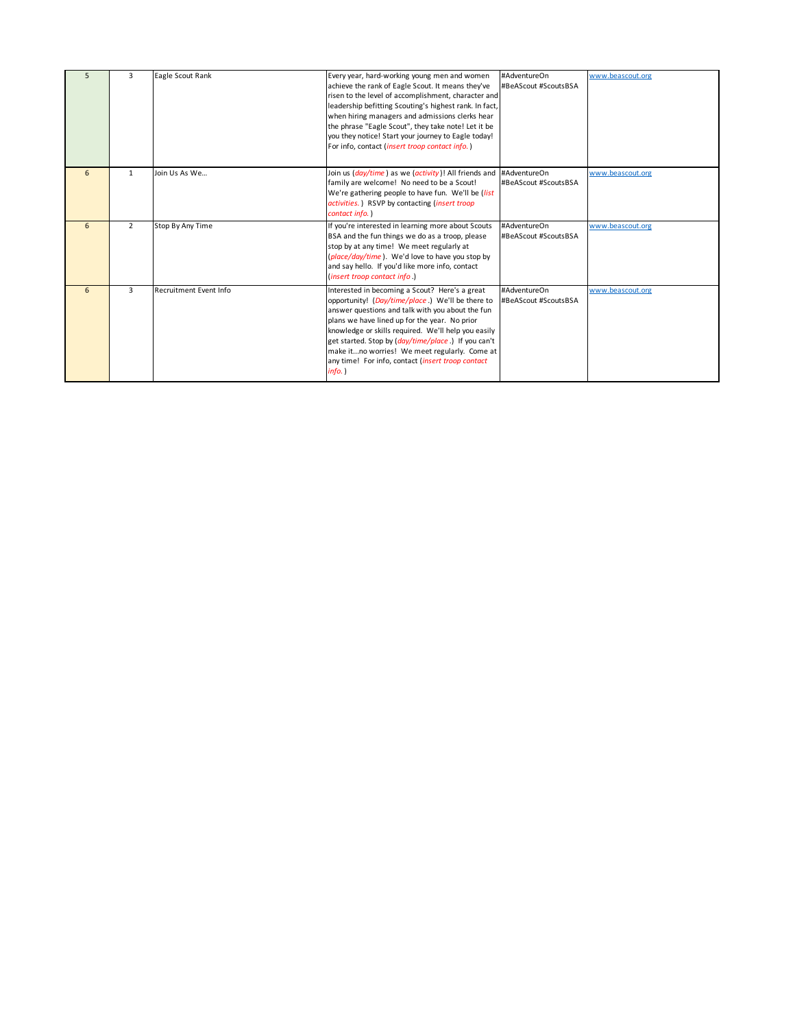| | | | | | |
|---|---|---|---|---|---|
| 5 | 3 | Eagle Scout Rank | Every year, hard-working young men and women achieve the rank of Eagle Scout. It means they've risen to the level of accomplishment, character and leadership befitting Scouting's highest rank. In fact, when hiring managers and admissions clerks hear the phrase "Eagle Scout", they take note! Let it be you they notice! Start your journey to Eagle today! For info, contact (*insert troop contact info.*) | #AdventureOn #BeAScout #ScoutsBSA | www.beascout.org |
| 6 | 1 | Join Us As We… | Join us (*day/time*) as we (*activity*)! All friends and family are welcome! No need to be a Scout! We're gathering people to have fun. We'll be (*list activities.*) RSVP by contacting (*insert troop contact info.*) | #AdventureOn #BeAScout #ScoutsBSA | www.beascout.org |
| 6 | 2 | Stop By Any Time | If you're interested in learning more about Scouts BSA and the fun things we do as a troop, please stop by at any time! We meet regularly at (*place/day/time*). We'd love to have you stop by and say hello. If you'd like more info, contact (*insert troop contact info*.) | #AdventureOn #BeAScout #ScoutsBSA | www.beascout.org |
| 6 | 3 | Recruitment Event Info | Interested in becoming a Scout? Here's a great opportunity! (*Day/time/place*.) We'll be there to answer questions and talk with you about the fun plans we have lined up for the year. No prior knowledge or skills required. We'll help you easily get started. Stop by (*day/time/place*.) If you can't make it...no worries! We meet regularly. Come at any time! For info, contact (*insert troop contact info.*) | #AdventureOn #BeAScout #ScoutsBSA | www.beascout.org |